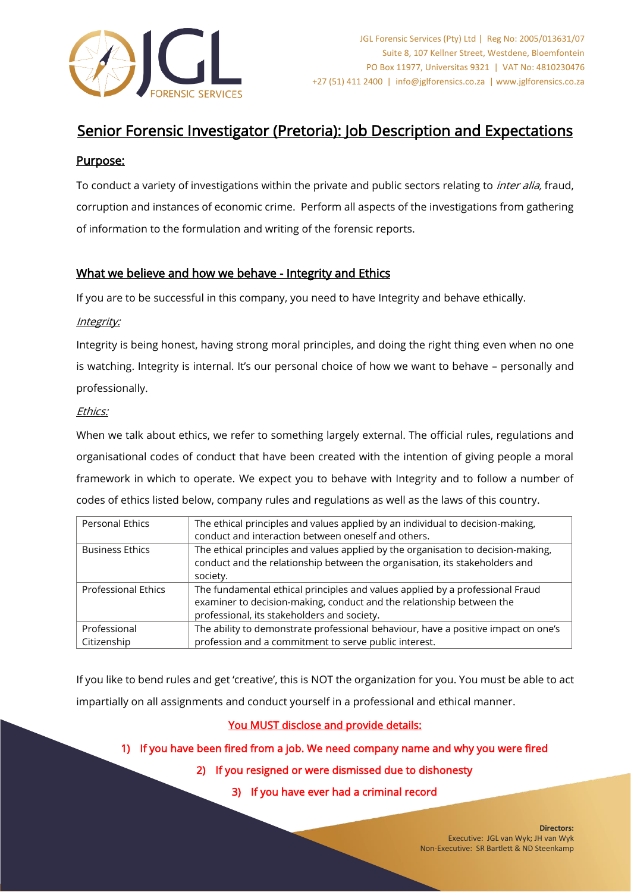JGL Forensic Services (Pty) Ltd | Reg No: 2005/013631/07
Suite 8, 107 Kellner Street, Westdene, Bloemfontein
PO Box 11977, Universitas 9321 | VAT No: 4810230476
+27 (51) 411 2400 | info@jglforensics.co.za | www.jglforensics.co.za

# Senior Forensic Investigator (Pretoria): Job Description and Expectations

## Purpose:

To conduct a variety of investigations within the private and public sectors relating to *inter alia,* fraud, corruption and instances of economic crime. Perform all aspects of the investigations from gathering of information to the formulation and writing of the forensic reports.

## What we believe and how we behave - Integrity and Ethics

If you are to be successful in this company, you need to have Integrity and behave ethically.

*Integrity:*

Integrity is being honest, having strong moral principles, and doing the right thing even when no one is watching. Integrity is internal. It's our personal choice of how we want to behave – personally and professionally.

*Ethics:*

When we talk about ethics, we refer to something largely external. The official rules, regulations and organisational codes of conduct that have been created with the intention of giving people a moral framework in which to operate. We expect you to behave with Integrity and to follow a number of codes of ethics listed below, company rules and regulations as well as the laws of this country.

| | |
|---|---|
| Personal Ethics | The ethical principles and values applied by an individual to decision-making, conduct and interaction between oneself and others. |
| Business Ethics | The ethical principles and values applied by the organisation to decision-making, conduct and the relationship between the organisation, its stakeholders and society. |
| Professional Ethics | The fundamental ethical principles and values applied by a professional Fraud examiner to decision-making, conduct and the relationship between the professional, its stakeholders and society. |
| Professional Citizenship | The ability to demonstrate professional behaviour, have a positive impact on one's profession and a commitment to serve public interest. |

If you like to bend rules and get 'creative', this is NOT the organization for you. You must be able to act impartially on all assignments and conduct yourself in a professional and ethical manner.

**You MUST disclose and provide details:**

1) If you have been fired from a job. We need company name and why you were fired
2) If you resigned or were dismissed due to dishonesty
3) If you have ever had a criminal record

**Directors:**
Executive: JGL van Wyk; JH van Wyk
Non-Executive: SR Bartlett & ND Steenkamp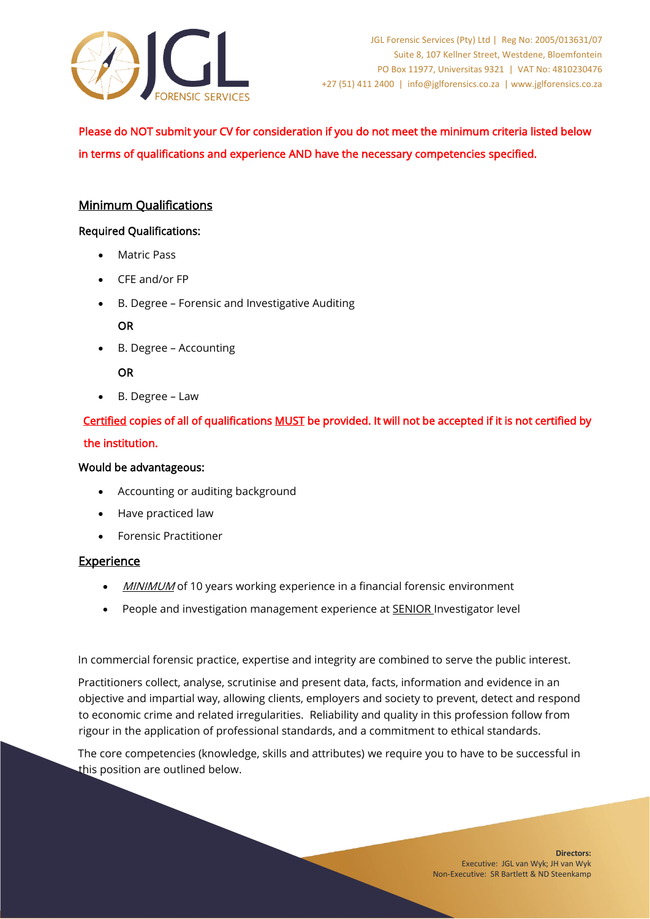**Please do NOT submit your CV for consideration if you do not meet the minimum criteria listed below in terms of qualifications and experience AND have the necessary competencies specified.**

## Minimum Qualifications

**Required Qualifications:**

- Matric Pass
- CFE and/or FP
- B. Degree – Forensic and Investigative Auditing

  **OR**

- B. Degree – Accounting

  **OR**

- B. Degree – Law

**Certified copies of all of qualifications MUST be provided. It will not be accepted if it is not certified by the institution.**

**Would be advantageous:**

- Accounting or auditing background
- Have practiced law
- Forensic Practitioner

## Experience

- *MINIMUM* of 10 years working experience in a financial forensic environment
- People and investigation management experience at SENIOR Investigator level

In commercial forensic practice, expertise and integrity are combined to serve the public interest.

Practitioners collect, analyse, scrutinise and present data, facts, information and evidence in an objective and impartial way, allowing clients, employers and society to prevent, detect and respond to economic crime and related irregularities. Reliability and quality in this profession follow from rigour in the application of professional standards, and a commitment to ethical standards.

The core competencies (knowledge, skills and attributes) we require you to have to be successful in this position are outlined below.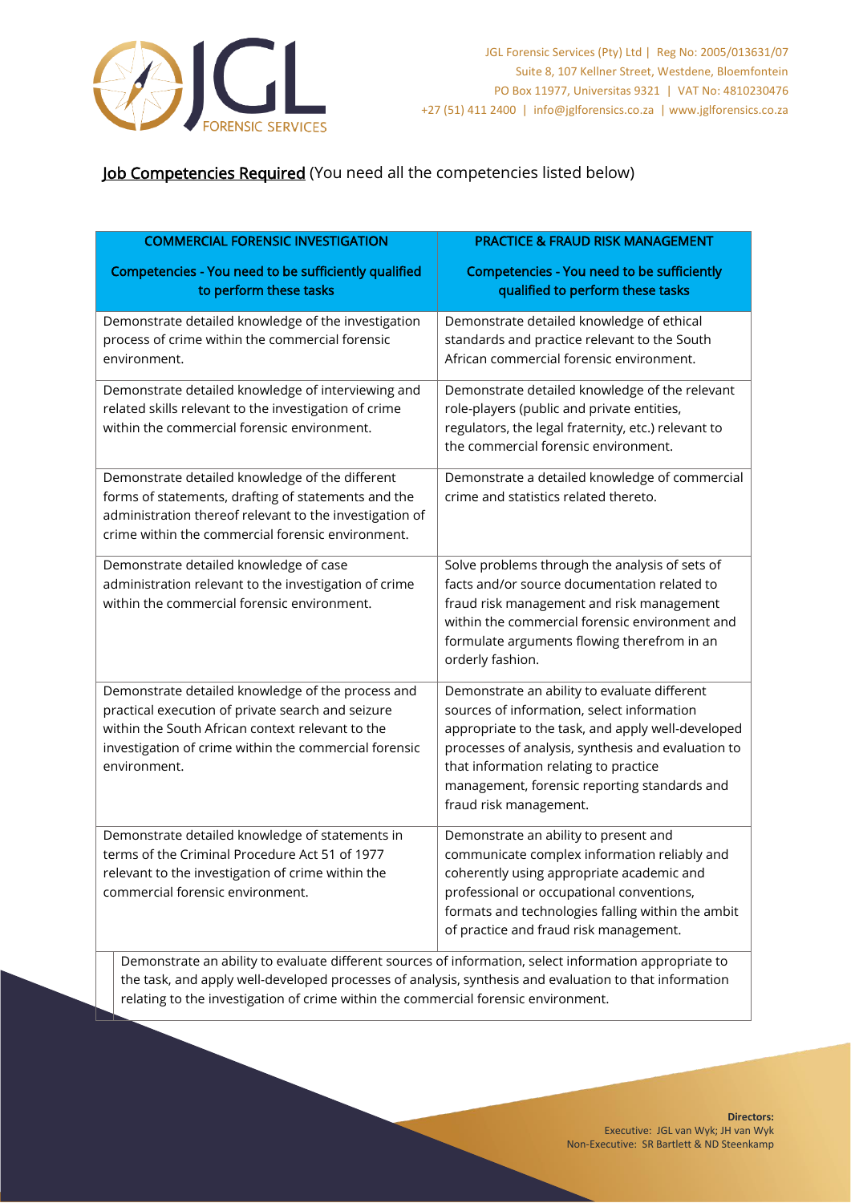**Job Competencies Required** (You need all the competencies listed below)

| COMMERCIAL FORENSIC INVESTIGATION<br><br>Competencies - You need to be sufficiently qualified to perform these tasks | PRACTICE & FRAUD RISK MANAGEMENT<br><br>Competencies - You need to be sufficiently qualified to perform these tasks |
|---|---|
| Demonstrate detailed knowledge of the investigation process of crime within the commercial forensic environment. | Demonstrate detailed knowledge of ethical standards and practice relevant to the South African commercial forensic environment. |
| Demonstrate detailed knowledge of interviewing and related skills relevant to the investigation of crime within the commercial forensic environment. | Demonstrate detailed knowledge of the relevant role-players (public and private entities, regulators, the legal fraternity, etc.) relevant to the commercial forensic environment. |
| Demonstrate detailed knowledge of the different forms of statements, drafting of statements and the administration thereof relevant to the investigation of crime within the commercial forensic environment. | Demonstrate a detailed knowledge of commercial crime and statistics related thereto. |
| Demonstrate detailed knowledge of case administration relevant to the investigation of crime within the commercial forensic environment. | Solve problems through the analysis of sets of facts and/or source documentation related to fraud risk management and risk management within the commercial forensic environment and formulate arguments flowing therefrom in an orderly fashion. |
| Demonstrate detailed knowledge of the process and practical execution of private search and seizure within the South African context relevant to the investigation of crime within the commercial forensic environment. | Demonstrate an ability to evaluate different sources of information, select information appropriate to the task, and apply well-developed processes of analysis, synthesis and evaluation to that information relating to practice management, forensic reporting standards and fraud risk management. |
| Demonstrate detailed knowledge of statements in terms of the Criminal Procedure Act 51 of 1977 relevant to the investigation of crime within the commercial forensic environment. | Demonstrate an ability to present and communicate complex information reliably and coherently using appropriate academic and professional or occupational conventions, formats and technologies falling within the ambit of practice and fraud risk management. |
| Demonstrate an ability to evaluate different sources of information, select information appropriate to the task, and apply well-developed processes of analysis, synthesis and evaluation to that information relating to the investigation of crime within the commercial forensic environment. | |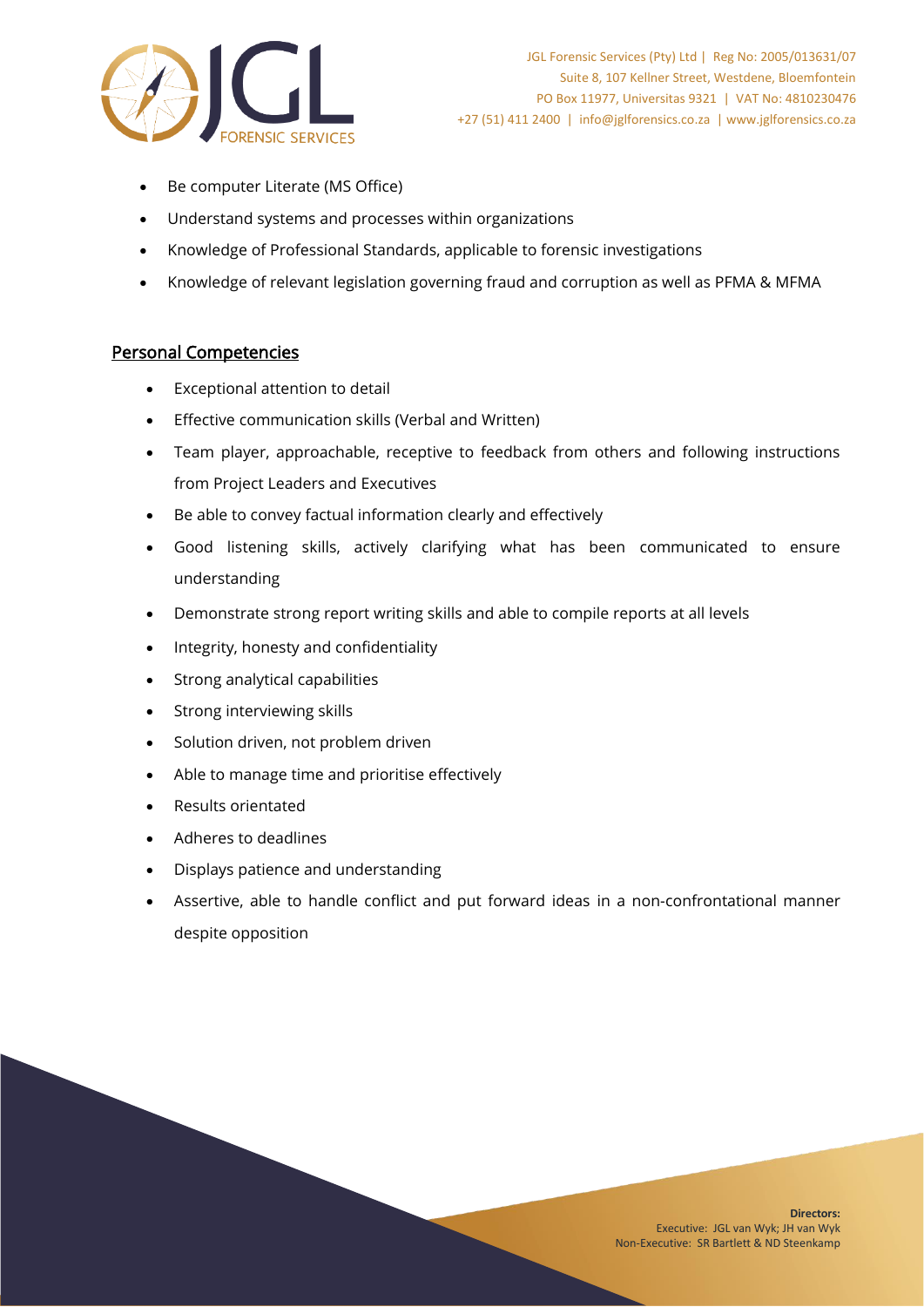- Be computer Literate (MS Office)
- Understand systems and processes within organizations
- Knowledge of Professional Standards, applicable to forensic investigations
- Knowledge of relevant legislation governing fraud and corruption as well as PFMA & MFMA

## Personal Competencies

- Exceptional attention to detail
- Effective communication skills (Verbal and Written)
- Team player, approachable, receptive to feedback from others and following instructions from Project Leaders and Executives
- Be able to convey factual information clearly and effectively
- Good listening skills, actively clarifying what has been communicated to ensure understanding
- Demonstrate strong report writing skills and able to compile reports at all levels
- Integrity, honesty and confidentiality
- Strong analytical capabilities
- Strong interviewing skills
- Solution driven, not problem driven
- Able to manage time and prioritise effectively
- Results orientated
- Adheres to deadlines
- Displays patience and understanding
- Assertive, able to handle conflict and put forward ideas in a non-confrontational manner despite opposition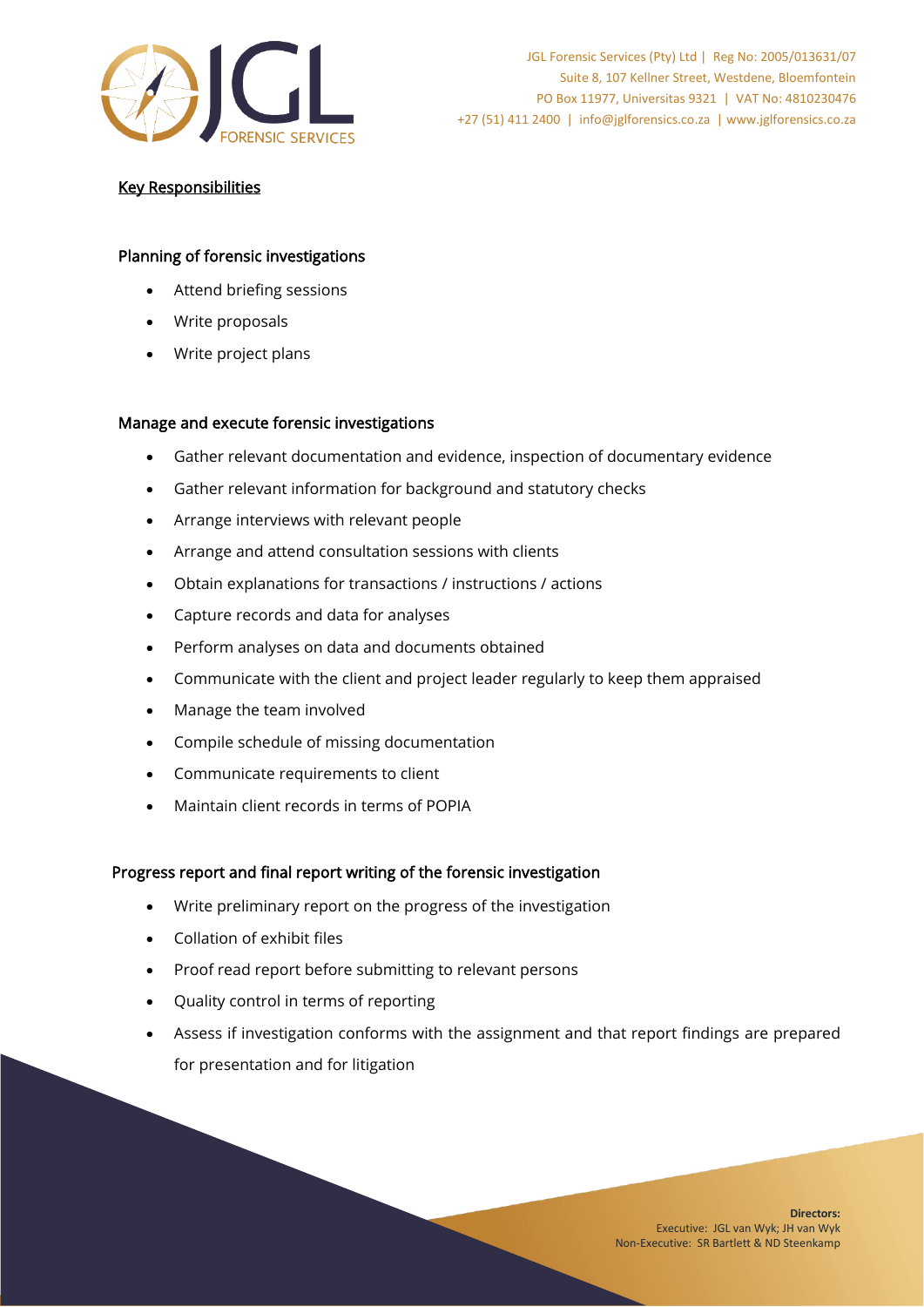## Key Responsibilities

### Planning of forensic investigations

- Attend briefing sessions
- Write proposals
- Write project plans

### Manage and execute forensic investigations

- Gather relevant documentation and evidence, inspection of documentary evidence
- Gather relevant information for background and statutory checks
- Arrange interviews with relevant people
- Arrange and attend consultation sessions with clients
- Obtain explanations for transactions / instructions / actions
- Capture records and data for analyses
- Perform analyses on data and documents obtained
- Communicate with the client and project leader regularly to keep them appraised
- Manage the team involved
- Compile schedule of missing documentation
- Communicate requirements to client
- Maintain client records in terms of POPIA

### Progress report and final report writing of the forensic investigation

- Write preliminary report on the progress of the investigation
- Collation of exhibit files
- Proof read report before submitting to relevant persons
- Quality control in terms of reporting
- Assess if investigation conforms with the assignment and that report findings are prepared for presentation and for litigation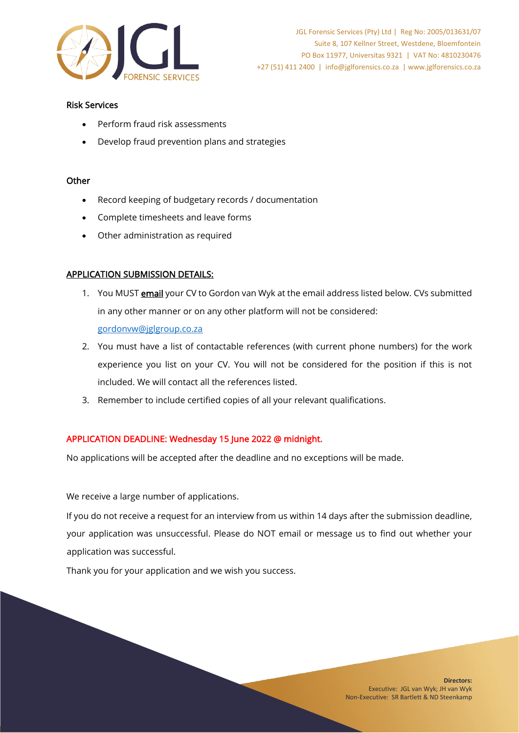### Risk Services

- Perform fraud risk assessments
- Develop fraud prevention plans and strategies

### Other

- Record keeping of budgetary records / documentation
- Complete timesheets and leave forms
- Other administration as required

## APPLICATION SUBMISSION DETAILS:

1. You MUST **email** your CV to Gordon van Wyk at the email address listed below. CVs submitted in any other manner or on any other platform will not be considered: gordonvw@jglgroup.co.za
2. You must have a list of contactable references (with current phone numbers) for the work experience you list on your CV. You will not be considered for the position if this is not included. We will contact all the references listed.
3. Remember to include certified copies of all your relevant qualifications.

**APPLICATION DEADLINE: Wednesday 15 June 2022 @ midnight.**

No applications will be accepted after the deadline and no exceptions will be made.

We receive a large number of applications.

If you do not receive a request for an interview from us within 14 days after the submission deadline, your application was unsuccessful. Please do NOT email or message us to find out whether your application was successful.

Thank you for your application and we wish you success.